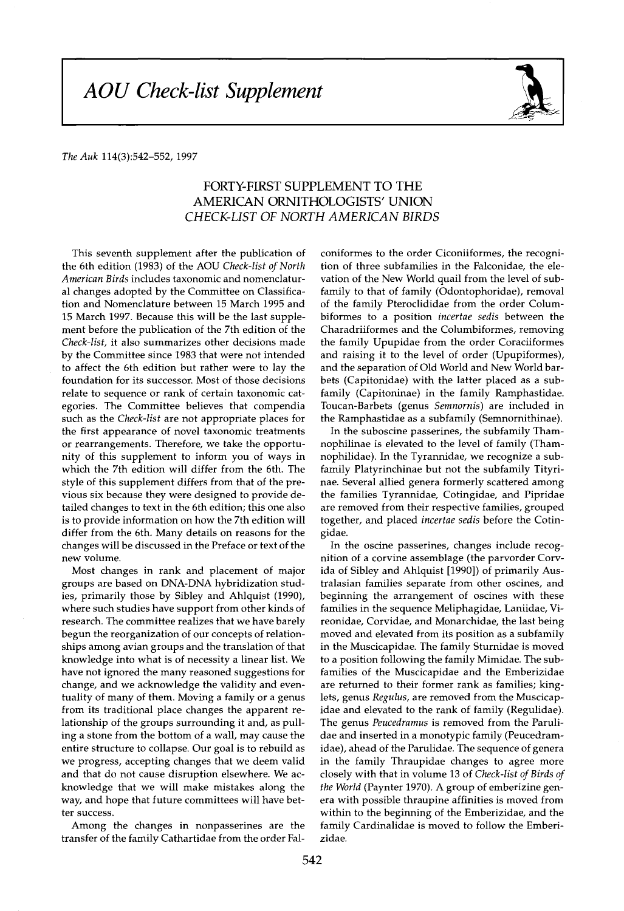# AOU Check-list Supplement

*The Auk* 114(3):542–552, 1997

## FORTY-FIRST SUPPLEMENT TO THE AMERICAN ORNITHOLOGISTS' UNION *CHECK-LIST OF NORTH AMERICAN BIRDS*

This seventh supplement after the publication of the 6th edition (1983) of the AOU *Check-list of North American Birds* includes taxonomic and nomenclatural changes adopted by the Committee on Classification and Nomenclature between 15 March 1995 and 15 March 1997. Because this will be the last supplement before the publication of the 7th edition of the *Check-list*, it also summarizes other decisions made by the Committee since 1983 that were not intended to affect the 6th edition but rather were to lay the foundation for its successor. Most of those decisions relate to sequence or rank of certain taxonomic categories. The Committee believes that compendia such as the *Check-list* are not appropriate places for the first appearance of novel taxonomic treatments or rearrangements. Therefore, we take the opportunity of this supplement to inform you of ways in which the 7th edition will differ from the 6th. The style of this supplement differs from that of the previous six because they were designed to provide detailed changes to text in the 6th edition; this one also is to provide information on how the 7th edition will differ from the 6th. Many details on reasons for the changes will be discussed in the Preface or text of the new volume.

Most changes in rank and placement of major groups are based on DNA-DNA hybridization studies, primarily those by Sibley and Ahlquist (1990), where such studies have support from other kinds of research. The committee realizes that we have barely begun the reorganization of our concepts of relationships among avian groups and the translation of that knowledge into what is of necessity a linear list. We have not ignored the many reasoned suggestions for change, and we acknowledge the validity and eventuality of many of them. Moving a family or a genus from its traditional place changes the apparent relationship of the groups surrounding it and, as pulling a stone from the bottom of a wall, may cause the entire structure to collapse. Our goal is to rebuild as we progress, accepting changes that we deem valid and that do not cause disruption elsewhere. We acknowledge that we will make mistakes along the way, and hope that future committees will have better success.

Among the changes in nonpasserines are the transfer of the family Cathartidae from the order Falconiformes to the order Ciconiiformes, the recognition of three subfamilies in the Falconidae, the elevation of the New World quail from the level of subfamily to that of family (Odontophoridae), removal of the family Pteroclididae from the order Columbiformes to a position *incertae sedis* between the Charadriiformes and the Columbiformes, removing the family Upupidae from the order Coraciiformes and raising it to the level of order (Upupiformes), and the separation of Old World and New World barbets (Capitonidae) with the latter placed as a subfamily (Capitoninae) in the family Ramphastidae. Toucan-Barbets (genus *Semnornis*) are included in the Ramphastidae as a subfamily (Semnornithinae).

In the suboscine passerines, the subfamily Thamnophilinae is elevated to the level of family (Thamnophilidae). In the Tyrannidae, we recognize a subfamily Platyrinchinae but not the subfamily Tityrinae. Several allied genera formerly scattered among the families Tyrannidae, Cotingidae, and Pipridae are removed from their respective families, grouped together, and placed *incertae sedis* before the Cotingidae.

In the oscine passerines, changes include recognition of a corvine assemblage (the parvorder Corvida of Sibley and Ahlquist [1990]) of primarily Australasian families separate from other oscines, and beginning the arrangement of oscines with these families in the sequence Meliphagidae, Laniidae, Vireonidae, Corvidae, and Monarchidae, the last being moved and elevated from its position as a subfamily in the Muscicapidae. The family Sturnidae is moved to a position following the family Mimidae. The subfamilies of the Muscicapidae and the Emberizidae are returned to their former rank as families; kinglets, genus *Regulus*, are removed from the Muscicapidae and elevated to the rank of family (Regulidae). The genus *Peucedramus* is removed from the Parulidae and inserted in a monotypic family (Peucedramidae), ahead of the Parulidae. The sequence of genera in the family Thraupidae changes to agree more closely with that in volume 13 of *Check-list of Birds of the World* (Paynter 1970). A group of emberizine genera with possible thraupine affinities is moved from within to the beginning of the Emberizidae, and the family Cardinalidae is moved to follow the Emberizidae.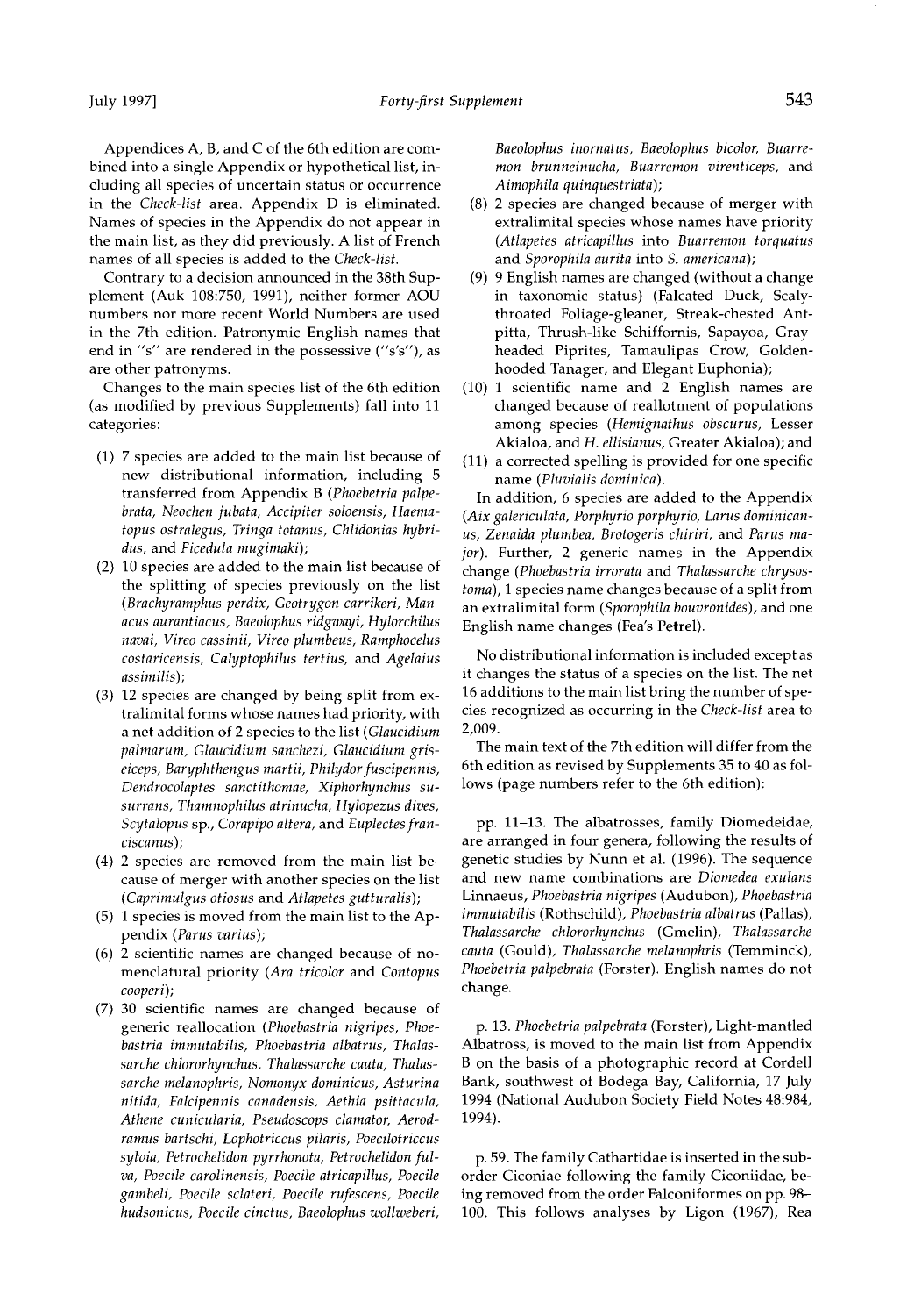Appendices A, B, and C of the 6th edition are combined into a single Appendix or hypothetical list, including all species of uncertain status or occurrence in the *Check-list* area. Appendix D is eliminated. Names of species in the Appendix do not appear in the main list, as they did previously. A list of French names of all species is added to the *Check-list*.

Contrary to a decision announced in the 38th Supplement (Auk 108:750, 1991), neither former AOU numbers nor more recent World Numbers are used in the 7th edition. Patronymic English names that end in "s" are rendered in the possessive ("s's"), as are other patronyms.

Changes to the main species list of the 6th edition (as modified by previous Supplements) fall into 11 categories:

(1) 7 species are added to the main list because of new distributional information, including 5 transferred from Appendix B (*Phoebetria palpebrata, Neochen jubata, Accipiter soloensis, Haematopus ostralegus, Tringa totanus, Chlidonias hybridus,* and *Ficedula mugimaki*);

(2) 10 species are added to the main list because of the splitting of species previously on the list (*Brachyramphus perdix, Geotrygon carrikeri, Manacus aurantiacus, Baeolophus ridgwayi, Hylorchilus navai, Vireo cassinii, Vireo plumbeus, Ramphocelus costaricensis, Calyptophilus tertius,* and *Agelaius assimilis*);

(3) 12 species are changed by being split from extralimital forms whose names had priority, with a net addition of 2 species to the list (*Glaucidium palmarum, Glaucidium sanchezi, Glaucidium griseiceps, Baryphthengus martii, Philydor fuscipennis, Dendrocolaptes sanctithomae, Xiphorhynchus susurrans, Thamnophilus atrinucha, Hylopezus dives, Scytalopus* sp., *Corapipo altera,* and *Euplectes franciscanus*);

(4) 2 species are removed from the main list because of merger with another species on the list (*Caprimulgus otiosus* and *Atlapetes gutturalis*);

(5) 1 species is moved from the main list to the Appendix (*Parus varius*);

(6) 2 scientific names are changed because of nomenclatural priority (*Ara tricolor* and *Contopus cooperi*);

(7) 30 scientific names are changed because of generic reallocation (*Phoebastria nigripes, Phoebastria immutabilis, Phoebastria albatrus, Thalassarche chlororhynchus, Thalassarche cauta, Thalassarche melanophris, Nomonyx dominicus, Asturina nitida, Falcipennis canadensis, Aethia psittacula, Athene cunicularia, Pseudoscops clamator, Aerodramus bartschi, Lophotriccus pilaris, Poecilotriccus sylvia, Petrochelidon pyrrhonota, Petrochelidon fulva, Poecile carolinensis, Poecile atricapillus, Poecile gambeli, Poecile sclateri, Poecile rufescens, Poecile hudsonicus, Poecile cinctus, Baeolophus wollweberi, Baeolophus inornatus, Baeolophus bicolor, Buarremon brunneinucha, Buarremon virenticeps,* and *Aimophila quinquestriata*);

(8) 2 species are changed because of merger with extralimital species whose names have priority (*Atlapetes atricapillus* into *Buarremon torquatus* and *Sporophila aurita* into *S. americana*);

(9) 9 English names are changed (without a change in taxonomic status) (Falcated Duck, Scaly-throated Foliage-gleaner, Streak-chested Antpitta, Thrush-like Schiffornis, Sapayoa, Gray-headed Piprites, Tamaulipas Crow, Golden-hooded Tanager, and Elegant Euphonia);

(10) 1 scientific name and 2 English names are changed because of reallotment of populations among species (*Hemignathus obscurus*, Lesser Akialoa, and *H. ellisianus*, Greater Akialoa); and

(11) a corrected spelling is provided for one specific name (*Pluvialis dominica*).

In addition, 6 species are added to the Appendix (*Aix galericulata, Porphyrio porphyrio, Larus dominicanus, Zenaida plumbea, Brotogeris chiriri,* and *Parus major*). Further, 2 generic names in the Appendix change (*Phoebastria irrorata* and *Thalassarche chrysostoma*), 1 species name changes because of a split from an extralimital form (*Sporophila bouvronides*), and one English name changes (Fea's Petrel).

No distributional information is included except as it changes the status of a species on the list. The net 16 additions to the main list bring the number of species recognized as occurring in the *Check-list* area to 2,009.

The main text of the 7th edition will differ from the 6th edition as revised by Supplements 35 to 40 as follows (page numbers refer to the 6th edition):

pp. 11–13. The albatrosses, family Diomedeidae, are arranged in four genera, following the results of genetic studies by Nunn et al. (1996). The sequence and new name combinations are *Diomedea exulans* Linnaeus, *Phoebastria nigripes* (Audubon), *Phoebastria immutabilis* (Rothschild), *Phoebastria albatrus* (Pallas), *Thalassarche chlororhynchus* (Gmelin), *Thalassarche cauta* (Gould), *Thalassarche melanophris* (Temminck), *Phoebetria palpebrata* (Forster). English names do not change.

p. 13. *Phoebetria palpebrata* (Forster), Light-mantled Albatross, is moved to the main list from Appendix B on the basis of a photographic record at Cordell Bank, southwest of Bodega Bay, California, 17 July 1994 (National Audubon Society Field Notes 48:984, 1994).

p. 59. The family Cathartidae is inserted in the suborder Ciconiae following the family Ciconiidae, being removed from the order Falconiformes on pp. 98–100. This follows analyses by Ligon (1967), Rea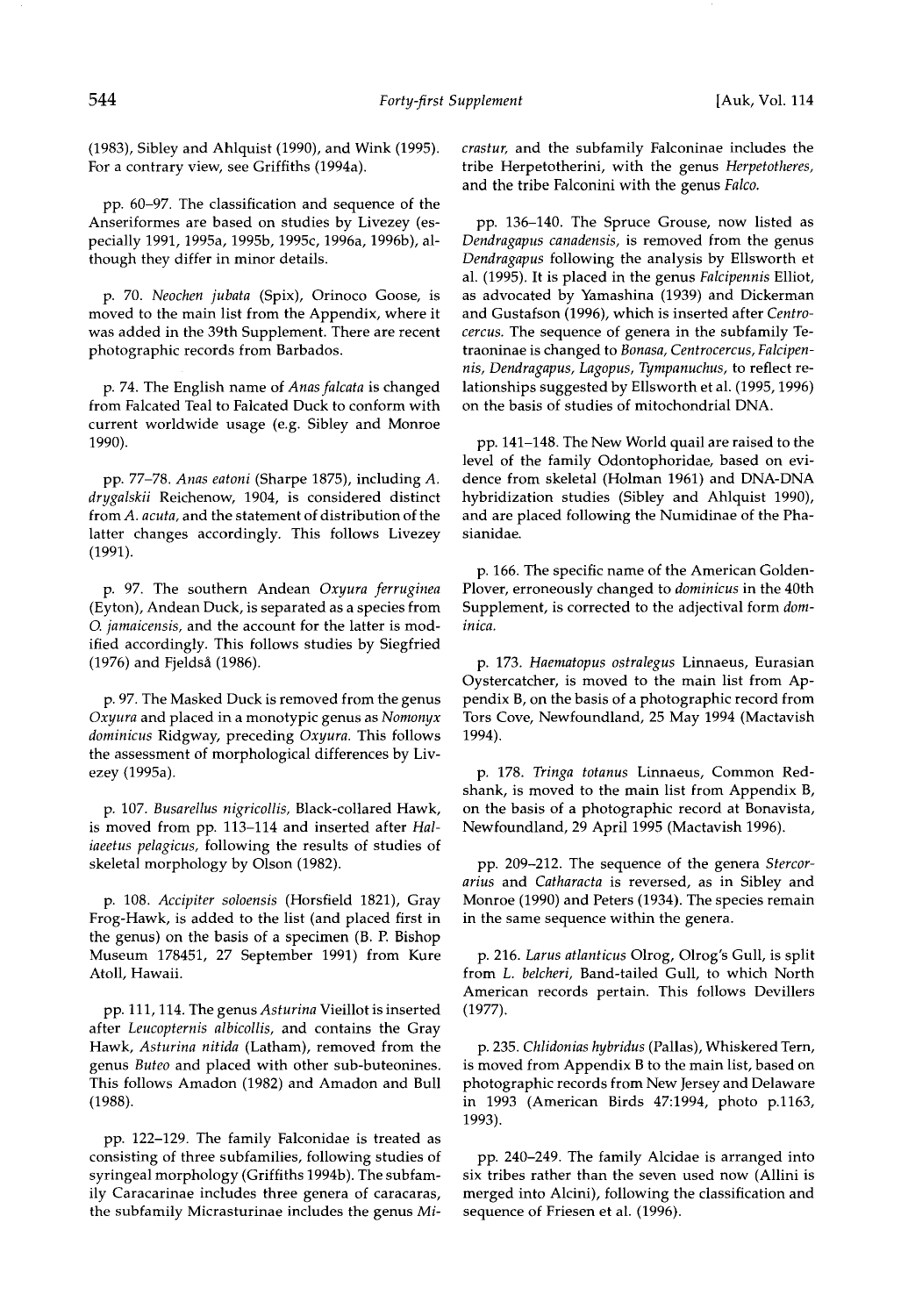(1983), Sibley and Ahlquist (1990), and Wink (1995). For a contrary view, see Griffiths (1994a).

pp. 60–97. The classification and sequence of the Anseriformes are based on studies by Livezey (especially 1991, 1995a, 1995b, 1995c, 1996a, 1996b), although they differ in minor details.

p. 70. *Neochen jubata* (Spix), Orinoco Goose, is moved to the main list from the Appendix, where it was added in the 39th Supplement. There are recent photographic records from Barbados.

p. 74. The English name of *Anas falcata* is changed from Falcated Teal to Falcated Duck to conform with current worldwide usage (e.g. Sibley and Monroe 1990).

pp. 77–78. *Anas eatoni* (Sharpe 1875), including *A. drygalskii* Reichenow, 1904, is considered distinct from *A. acuta*, and the statement of distribution of the latter changes accordingly. This follows Livezey (1991).

p. 97. The southern Andean *Oxyura ferruginea* (Eyton), Andean Duck, is separated as a species from *O. jamaicensis*, and the account for the latter is modified accordingly. This follows studies by Siegfried (1976) and Fjeldså (1986).

p. 97. The Masked Duck is removed from the genus *Oxyura* and placed in a monotypic genus as *Nomonyx dominicus* Ridgway, preceding *Oxyura*. This follows the assessment of morphological differences by Livezey (1995a).

p. 107. *Busarellus nigricollis*, Black-collared Hawk, is moved from pp. 113–114 and inserted after *Haliaeetus pelagicus*, following the results of studies of skeletal morphology by Olson (1982).

p. 108. *Accipiter soloensis* (Horsfield 1821), Gray Frog-Hawk, is added to the list (and placed first in the genus) on the basis of a specimen (B. P. Bishop Museum 178451, 27 September 1991) from Kure Atoll, Hawaii.

pp. 111, 114. The genus *Asturina* Vieillot is inserted after *Leucopternis albicollis*, and contains the Gray Hawk, *Asturina nitida* (Latham), removed from the genus *Buteo* and placed with other sub-buteonines. This follows Amadon (1982) and Amadon and Bull (1988).

pp. 122–129. The family Falconidae is treated as consisting of three subfamilies, following studies of syringeal morphology (Griffiths 1994b). The subfamily Caracarinae includes three genera of caracaras, the subfamily Micrasturinae includes the genus *Micrastur*, and the subfamily Falconinae includes the tribe Herpetotherini, with the genus *Herpetotheres*, and the tribe Falconini with the genus *Falco*.

pp. 136–140. The Spruce Grouse, now listed as *Dendragapus canadensis*, is removed from the genus *Dendragapus* following the analysis by Ellsworth et al. (1995). It is placed in the genus *Falcipennis* Elliot, as advocated by Yamashina (1939) and Dickerman and Gustafson (1996), which is inserted after *Centrocercus*. The sequence of genera in the subfamily Tetraoninae is changed to *Bonasa, Centrocercus, Falcipennis, Dendragapus, Lagopus, Tympanuchus*, to reflect relationships suggested by Ellsworth et al. (1995, 1996) on the basis of studies of mitochondrial DNA.

pp. 141–148. The New World quail are raised to the level of the family Odontophoridae, based on evidence from skeletal (Holman 1961) and DNA-DNA hybridization studies (Sibley and Ahlquist 1990), and are placed following the Numidinae of the Phasianidae.

p. 166. The specific name of the American Golden-Plover, erroneously changed to *dominicus* in the 40th Supplement, is corrected to the adjectival form *dominica*.

p. 173. *Haematopus ostralegus* Linnaeus, Eurasian Oystercatcher, is moved to the main list from Appendix B, on the basis of a photographic record from Tors Cove, Newfoundland, 25 May 1994 (Mactavish 1994).

p. 178. *Tringa totanus* Linnaeus, Common Redshank, is moved to the main list from Appendix B, on the basis of a photographic record at Bonavista, Newfoundland, 29 April 1995 (Mactavish 1996).

pp. 209–212. The sequence of the genera *Stercorarius* and *Catharacta* is reversed, as in Sibley and Monroe (1990) and Peters (1934). The species remain in the same sequence within the genera.

p. 216. *Larus atlanticus* Olrog, Olrog's Gull, is split from *L. belcheri*, Band-tailed Gull, to which North American records pertain. This follows Devillers (1977).

p. 235. *Chlidonias hybridus* (Pallas), Whiskered Tern, is moved from Appendix B to the main list, based on photographic records from New Jersey and Delaware in 1993 (American Birds 47:1994, photo p.1163, 1993).

pp. 240–249. The family Alcidae is arranged into six tribes rather than the seven used now (Allini is merged into Alcini), following the classification and sequence of Friesen et al. (1996).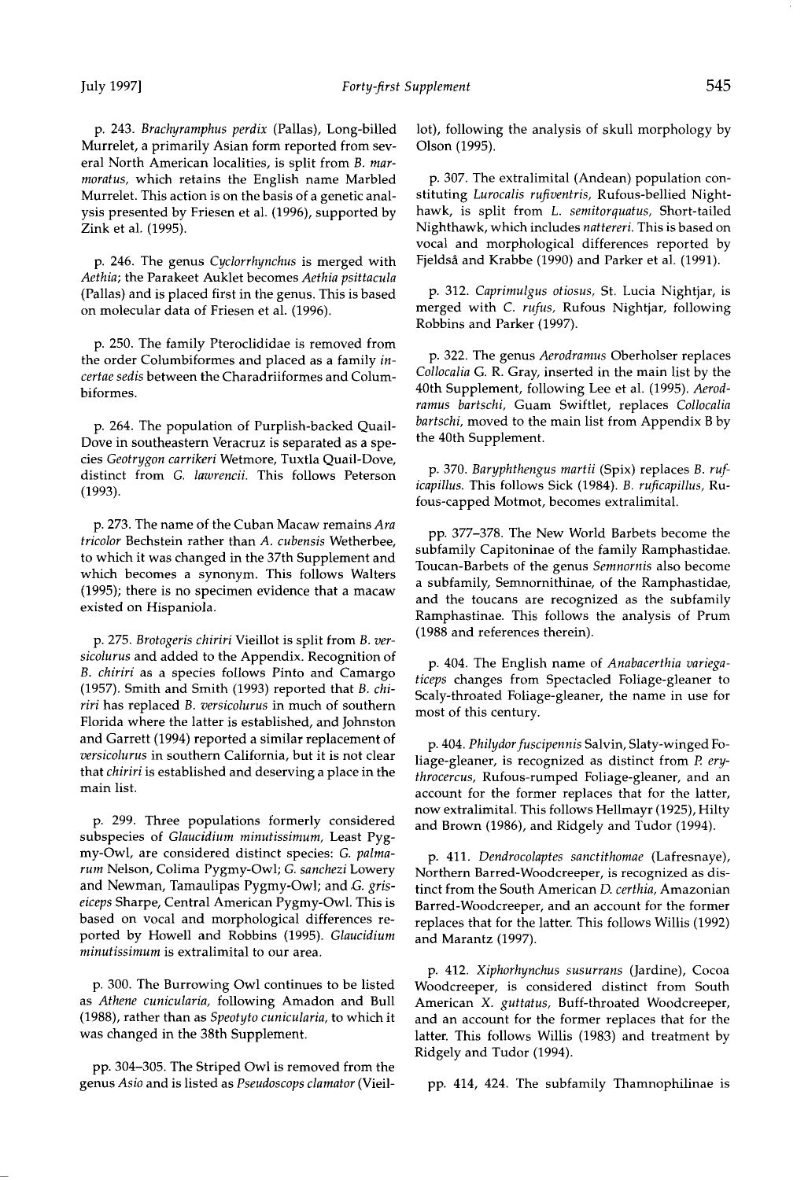p. 243. *Brachyramphus perdix* (Pallas), Long-billed Murrelet, a primarily Asian form reported from several North American localities, is split from *B. marmoratus*, which retains the English name Marbled Murrelet. This action is on the basis of a genetic analysis presented by Friesen et al. (1996), supported by Zink et al. (1995).

p. 246. The genus *Cyclorrhynchus* is merged with *Aethia*; the Parakeet Auklet becomes *Aethia psittacula* (Pallas) and is placed first in the genus. This is based on molecular data of Friesen et al. (1996).

p. 250. The family Pteroclididae is removed from the order Columbiformes and placed as a family *incertae sedis* between the Charadriiformes and Columbiformes.

p. 264. The population of Purplish-backed Quail-Dove in southeastern Veracruz is separated as a species *Geotrygon carrikeri* Wetmore, Tuxtla Quail-Dove, distinct from *G. lawrencii*. This follows Peterson (1993).

p. 273. The name of the Cuban Macaw remains *Ara tricolor* Bechstein rather than *A. cubensis* Wetherbee, to which it was changed in the 37th Supplement and which becomes a synonym. This follows Walters (1995); there is no specimen evidence that a macaw existed on Hispaniola.

p. 275. *Brotogeris chiriri* Vieillot is split from *B. versicolurus* and added to the Appendix. Recognition of *B. chiriri* as a species follows Pinto and Camargo (1957). Smith and Smith (1993) reported that *B. chiriri* has replaced *B. versicolurus* in much of southern Florida where the latter is established, and Johnston and Garrett (1994) reported a similar replacement of *versicolurus* in southern California, but it is not clear that *chiriri* is established and deserving a place in the main list.

p. 299. Three populations formerly considered subspecies of *Glaucidium minutissimum*, Least Pygmy-Owl, are considered distinct species: *G. palmarum* Nelson, Colima Pygmy-Owl; *G. sanchezi* Lowery and Newman, Tamaulipas Pygmy-Owl; and *G. griseiceps* Sharpe, Central American Pygmy-Owl. This is based on vocal and morphological differences reported by Howell and Robbins (1995). *Glaucidium minutissimum* is extralimital to our area.

p. 300. The Burrowing Owl continues to be listed as *Athene cunicularia*, following Amadon and Bull (1988), rather than as *Speotyto cunicularia*, to which it was changed in the 38th Supplement.

pp. 304–305. The Striped Owl is removed from the genus *Asio* and is listed as *Pseudoscops clamator* (Vieillot), following the analysis of skull morphology by Olson (1995).

p. 307. The extralimital (Andean) population constituting *Lurocalis rufiventris*, Rufous-bellied Nighthawk, is split from *L. semitorquatus*, Short-tailed Nighthawk, which includes *nattereri*. This is based on vocal and morphological differences reported by Fjeldså and Krabbe (1990) and Parker et al. (1991).

p. 312. *Caprimulgus otiosus*, St. Lucia Nightjar, is merged with *C. rufus*, Rufous Nightjar, following Robbins and Parker (1997).

p. 322. The genus *Aerodramus* Oberholser replaces *Collocalia* G. R. Gray, inserted in the main list by the 40th Supplement, following Lee et al. (1995). *Aerodramus bartschi*, Guam Swiftlet, replaces *Collocalia bartschi*, moved to the main list from Appendix B by the 40th Supplement.

p. 370. *Baryphthengus martii* (Spix) replaces *B. ruficapillus*. This follows Sick (1984). *B. ruficapillus*, Rufous-capped Motmot, becomes extralimital.

pp. 377–378. The New World Barbets become the subfamily Capitoninae of the family Ramphastidae. Toucan-Barbets of the genus *Semnornis* also become a subfamily, Semnornithinae, of the Ramphastidae, and the toucans are recognized as the subfamily Ramphastinae. This follows the analysis of Prum (1988 and references therein).

p. 404. The English name of *Anabacerthia variegaticeps* changes from Spectacled Foliage-gleaner to Scaly-throated Foliage-gleaner, the name in use for most of this century.

p. 404. *Philydor fuscipennis* Salvin, Slaty-winged Foliage-gleaner, is recognized as distinct from *P. erythrocercus*, Rufous-rumped Foliage-gleaner, and an account for the former replaces that for the latter, now extralimital. This follows Hellmayr (1925), Hilty and Brown (1986), and Ridgely and Tudor (1994).

p. 411. *Dendrocolaptes sanctithomae* (Lafresnaye), Northern Barred-Woodcreeper, is recognized as distinct from the South American *D. certhia*, Amazonian Barred-Woodcreeper, and an account for the former replaces that for the latter. This follows Willis (1992) and Marantz (1997).

p. 412. *Xiphorhynchus susurrans* (Jardine), Cocoa Woodcreeper, is considered distinct from South American *X. guttatus*, Buff-throated Woodcreeper, and an account for the former replaces that for the latter. This follows Willis (1983) and treatment by Ridgely and Tudor (1994).

pp. 414, 424. The subfamily Thamnophilinae is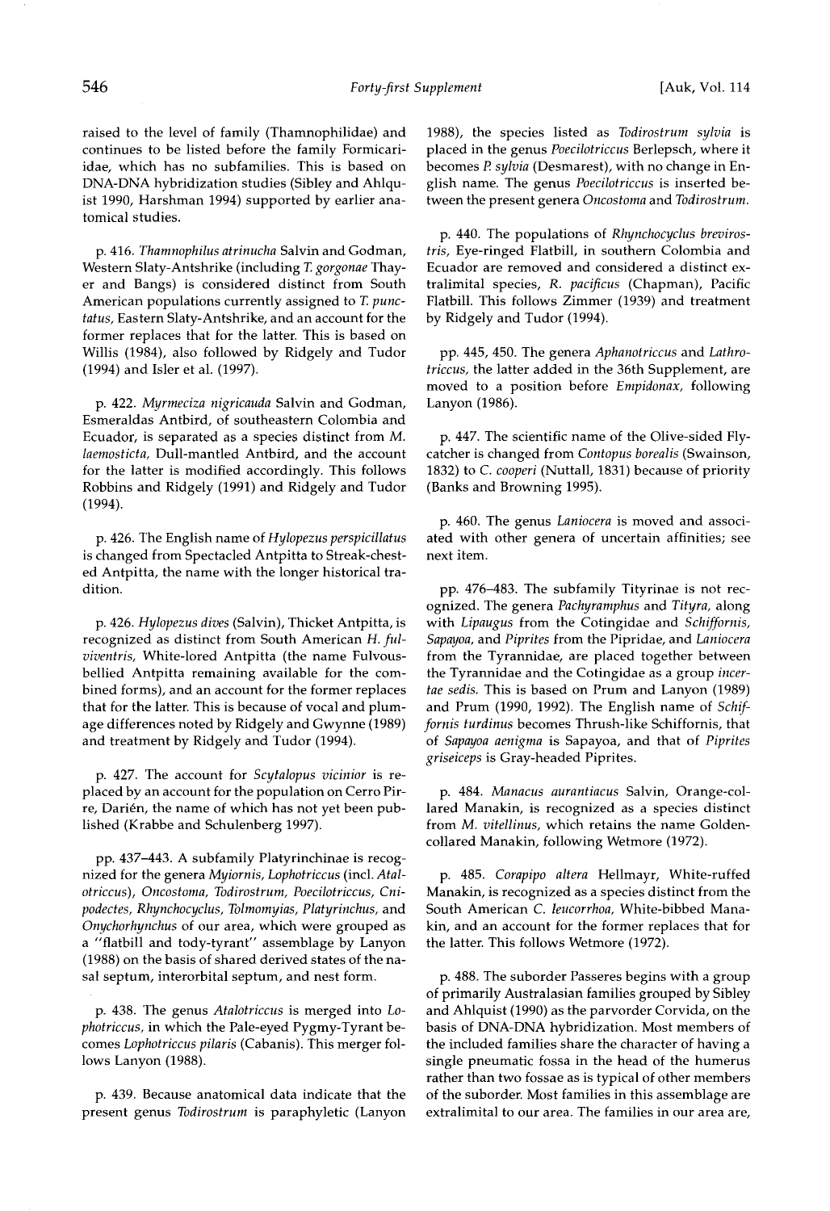raised to the level of family (Thamnophilidae) and continues to be listed before the family Formicariidae, which has no subfamilies. This is based on DNA-DNA hybridization studies (Sibley and Ahlquist 1990, Harshman 1994) supported by earlier anatomical studies.

p. 416. *Thamnophilus atrinucha* Salvin and Godman, Western Slaty-Antshrike (including *T. gorgonae* Thayer and Bangs) is considered distinct from South American populations currently assigned to *T. punctatus*, Eastern Slaty-Antshrike, and an account for the former replaces that for the latter. This is based on Willis (1984), also followed by Ridgely and Tudor (1994) and Isler et al. (1997).

p. 422. *Myrmeciza nigricauda* Salvin and Godman, Esmeraldas Antbird, of southeastern Colombia and Ecuador, is separated as a species distinct from *M. laemosticta*, Dull-mantled Antbird, and the account for the latter is modified accordingly. This follows Robbins and Ridgely (1991) and Ridgely and Tudor (1994).

p. 426. The English name of *Hylopezus perspicillatus* is changed from Spectacled Antpitta to Streak-chested Antpitta, the name with the longer historical tradition.

p. 426. *Hylopezus dives* (Salvin), Thicket Antpitta, is recognized as distinct from South American *H. fulviventris*, White-lored Antpitta (the name Fulvous-bellied Antpitta remaining available for the combined forms), and an account for the former replaces that for the latter. This is because of vocal and plumage differences noted by Ridgely and Gwynne (1989) and treatment by Ridgely and Tudor (1994).

p. 427. The account for *Scytalopus vicinior* is replaced by an account for the population on Cerro Pirre, Darién, the name of which has not yet been published (Krabbe and Schulenberg 1997).

pp. 437–443. A subfamily Platyrinchinae is recognized for the genera *Myiornis*, *Lophotriccus* (incl. *Atalotriccus*), *Oncostoma*, *Todirostrum*, *Poecilotriccus*, *Cnipodectes*, *Rhynchocyclus*, *Tolmomyias*, *Platyrinchus*, and *Onychorhynchus* of our area, which were grouped as a "flatbill and tody-tyrant" assemblage by Lanyon (1988) on the basis of shared derived states of the nasal septum, interorbital septum, and nest form.

p. 438. The genus *Atalotriccus* is merged into *Lophotriccus*, in which the Pale-eyed Pygmy-Tyrant becomes *Lophotriccus pilaris* (Cabanis). This merger follows Lanyon (1988).

p. 439. Because anatomical data indicate that the present genus *Todirostrum* is paraphyletic (Lanyon 1988), the species listed as *Todirostrum sylvia* is placed in the genus *Poecilotriccus* Berlepsch, where it becomes *P. sylvia* (Desmarest), with no change in English name. The genus *Poecilotriccus* is inserted between the present genera *Oncostoma* and *Todirostrum*.

p. 440. The populations of *Rhynchocyclus brevirostris*, Eye-ringed Flatbill, in southern Colombia and Ecuador are removed and considered a distinct extralimital species, *R. pacificus* (Chapman), Pacific Flatbill. This follows Zimmer (1939) and treatment by Ridgely and Tudor (1994).

pp. 445, 450. The genera *Aphanotriccus* and *Lathrotriccus*, the latter added in the 36th Supplement, are moved to a position before *Empidonax*, following Lanyon (1986).

p. 447. The scientific name of the Olive-sided Flycatcher is changed from *Contopus borealis* (Swainson, 1832) to *C. cooperi* (Nuttall, 1831) because of priority (Banks and Browning 1995).

p. 460. The genus *Laniocera* is moved and associated with other genera of uncertain affinities; see next item.

pp. 476–483. The subfamily Tityrinae is not recognized. The genera *Pachyramphus* and *Tityra*, along with *Lipaugus* from the Cotingidae and *Schiffornis*, *Sapayoa*, and *Piprites* from the Pipridae, and *Laniocera* from the Tyrannidae, are placed together between the Tyrannidae and the Cotingidae as a group *incertae sedis*. This is based on Prum and Lanyon (1989) and Prum (1990, 1992). The English name of *Schiffornis turdinus* becomes Thrush-like Schiffornis, that of *Sapayoa aenigma* is Sapayoa, and that of *Piprites griseiceps* is Gray-headed Piprites.

p. 484. *Manacus aurantiacus* Salvin, Orange-collared Manakin, is recognized as a species distinct from *M. vitellinus*, which retains the name Golden-collared Manakin, following Wetmore (1972).

p. 485. *Corapipo altera* Hellmayr, White-ruffed Manakin, is recognized as a species distinct from the South American *C. leucorrhoa*, White-bibbed Manakin, and an account for the former replaces that for the latter. This follows Wetmore (1972).

p. 488. The suborder Passeres begins with a group of primarily Australasian families grouped by Sibley and Ahlquist (1990) as the parvorder Corvida, on the basis of DNA-DNA hybridization. Most members of the included families share the character of having a single pneumatic fossa in the head of the humerus rather than two fossae as is typical of other members of the suborder. Most families in this assemblage are extralimital to our area. The families in our area are,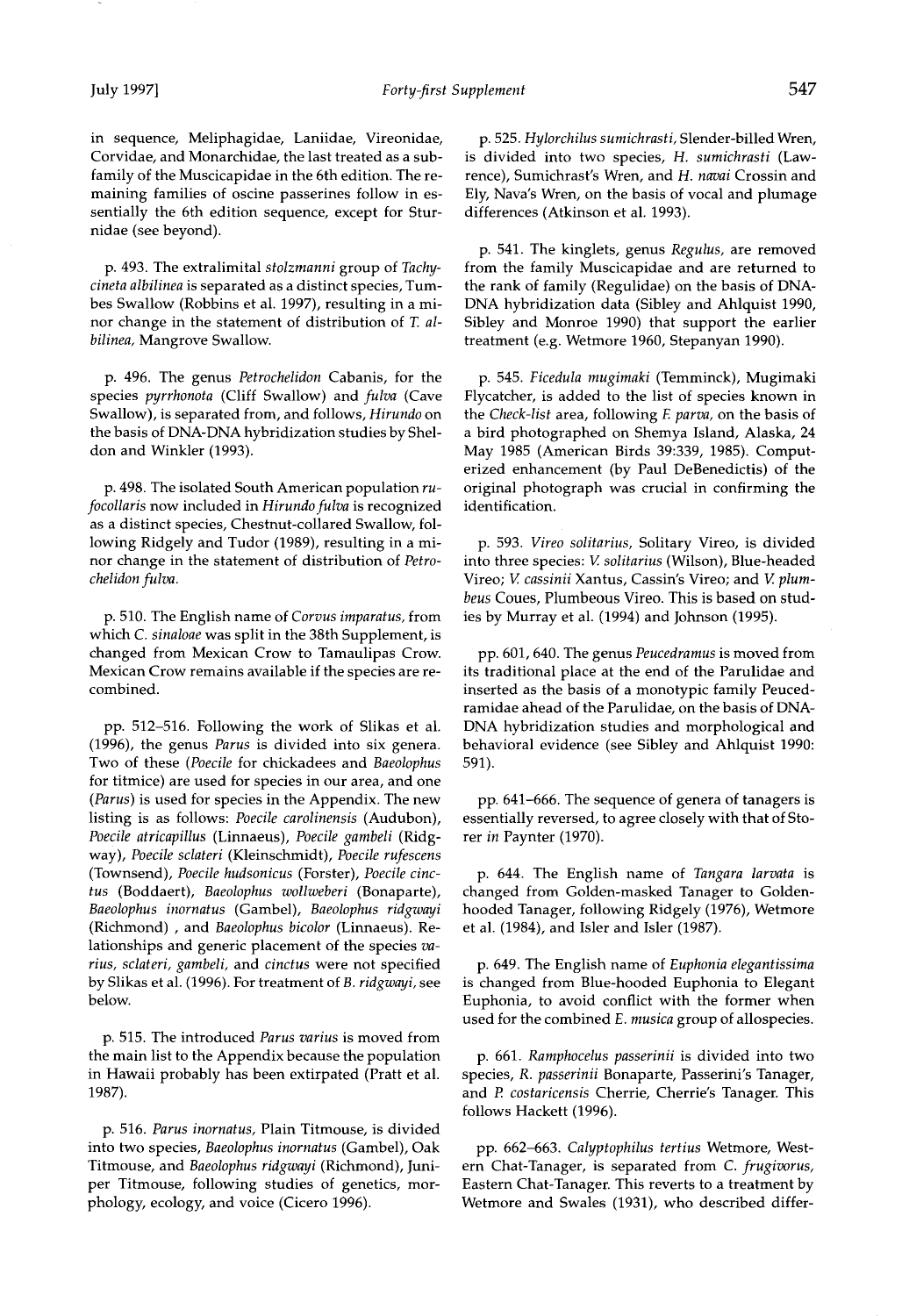in sequence, Meliphagidae, Laniidae, Vireonidae, Corvidae, and Monarchidae, the last treated as a subfamily of the Muscicapidae in the 6th edition. The remaining families of oscine passerines follow in essentially the 6th edition sequence, except for Sturnidae (see beyond).

p. 493. The extralimital *stolzmanni* group of *Tachycineta albilinea* is separated as a distinct species, Tumbes Swallow (Robbins et al. 1997), resulting in a minor change in the statement of distribution of *T. albilinea*, Mangrove Swallow.

p. 496. The genus *Petrochelidon* Cabanis, for the species *pyrrhonota* (Cliff Swallow) and *fulva* (Cave Swallow), is separated from, and follows, *Hirundo* on the basis of DNA-DNA hybridization studies by Sheldon and Winkler (1993).

p. 498. The isolated South American population *rufocollaris* now included in *Hirundo fulva* is recognized as a distinct species, Chestnut-collared Swallow, following Ridgely and Tudor (1989), resulting in a minor change in the statement of distribution of *Petrochelidon fulva*.

p. 510. The English name of *Corvus imparatus*, from which *C. sinaloae* was split in the 38th Supplement, is changed from Mexican Crow to Tamaulipas Crow. Mexican Crow remains available if the species are recombined.

pp. 512–516. Following the work of Slikas et al. (1996), the genus *Parus* is divided into six genera. Two of these (*Poecile* for chickadees and *Baeolophus* for titmice) are used for species in our area, and one (*Parus*) is used for species in the Appendix. The new listing is as follows: *Poecile carolinensis* (Audubon), *Poecile atricapillus* (Linnaeus), *Poecile gambeli* (Ridgway), *Poecile sclateri* (Kleinschmidt), *Poecile rufescens* (Townsend), *Poecile hudsonicus* (Forster), *Poecile cinctus* (Boddaert), *Baeolophus wollweberi* (Bonaparte), *Baeolophus inornatus* (Gambel), *Baeolophus ridgwayi* (Richmond) , and *Baeolophus bicolor* (Linnaeus). Relationships and generic placement of the species *varius, sclateri, gambeli,* and *cinctus* were not specified by Slikas et al. (1996). For treatment of *B. ridgwayi*, see below.

p. 515. The introduced *Parus varius* is moved from the main list to the Appendix because the population in Hawaii probably has been extirpated (Pratt et al. 1987).

p. 516. *Parus inornatus*, Plain Titmouse, is divided into two species, *Baeolophus inornatus* (Gambel), Oak Titmouse, and *Baeolophus ridgwayi* (Richmond), Juniper Titmouse, following studies of genetics, morphology, ecology, and voice (Cicero 1996).

p. 525. *Hylorchilus sumichrasti*, Slender-billed Wren, is divided into two species, *H. sumichrasti* (Lawrence), Sumichrast's Wren, and *H. navai* Crossin and Ely, Nava's Wren, on the basis of vocal and plumage differences (Atkinson et al. 1993).

p. 541. The kinglets, genus *Regulus*, are removed from the family Muscicapidae and are returned to the rank of family (Regulidae) on the basis of DNA-DNA hybridization data (Sibley and Ahlquist 1990, Sibley and Monroe 1990) that support the earlier treatment (e.g. Wetmore 1960, Stepanyan 1990).

p. 545. *Ficedula mugimaki* (Temminck), Mugimaki Flycatcher, is added to the list of species known in the *Check-list* area, following *F. parva*, on the basis of a bird photographed on Shemya Island, Alaska, 24 May 1985 (American Birds 39:339, 1985). Computerized enhancement (by Paul DeBenedictis) of the original photograph was crucial in confirming the identification.

p. 593. *Vireo solitarius*, Solitary Vireo, is divided into three species: *V. solitarius* (Wilson), Blue-headed Vireo; *V. cassinii* Xantus, Cassin's Vireo; and *V. plumbeus* Coues, Plumbeous Vireo. This is based on studies by Murray et al. (1994) and Johnson (1995).

pp. 601, 640. The genus *Peucedramus* is moved from its traditional place at the end of the Parulidae and inserted as the basis of a monotypic family Peucedramidae ahead of the Parulidae, on the basis of DNA-DNA hybridization studies and morphological and behavioral evidence (see Sibley and Ahlquist 1990: 591).

pp. 641–666. The sequence of genera of tanagers is essentially reversed, to agree closely with that of Storer *in* Paynter (1970).

p. 644. The English name of *Tangara larvata* is changed from Golden-masked Tanager to Golden-hooded Tanager, following Ridgely (1976), Wetmore et al. (1984), and Isler and Isler (1987).

p. 649. The English name of *Euphonia elegantissima* is changed from Blue-hooded Euphonia to Elegant Euphonia, to avoid conflict with the former when used for the combined *E. musica* group of allospecies.

p. 661. *Ramphocelus passerinii* is divided into two species, *R. passerinii* Bonaparte, Passerini's Tanager, and *R. costaricensis* Cherrie, Cherrie's Tanager. This follows Hackett (1996).

pp. 662–663. *Calyptophilus tertius* Wetmore, Western Chat-Tanager, is separated from *C. frugivorus*, Eastern Chat-Tanager. This reverts to a treatment by Wetmore and Swales (1931), who described differ-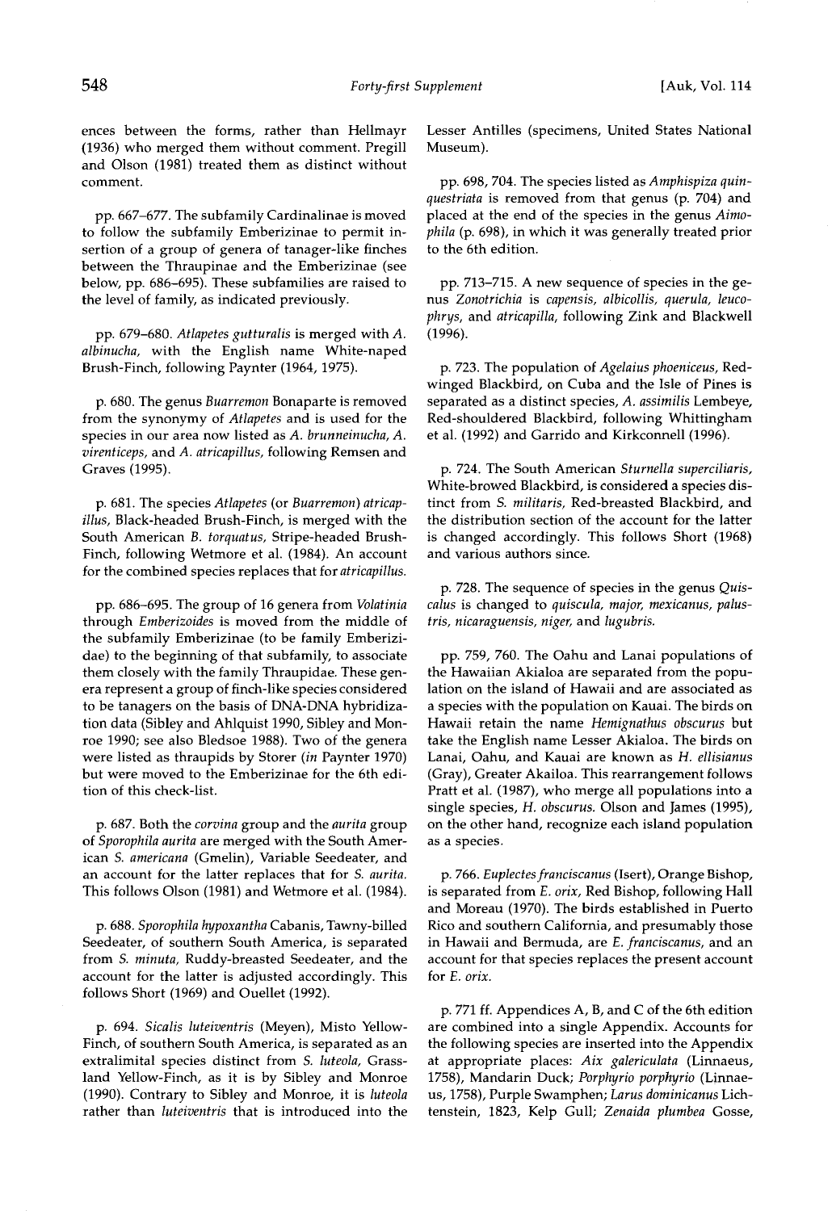ences between the forms, rather than Hellmayr (1936) who merged them without comment. Pregill and Olson (1981) treated them as distinct without comment.

pp. 667–677. The subfamily Cardinalinae is moved to follow the subfamily Emberizinae to permit insertion of a group of genera of tanager-like finches between the Thraupinae and the Emberizinae (see below, pp. 686–695). These subfamilies are raised to the level of family, as indicated previously.

pp. 679–680. *Atlapetes gutturalis* is merged with *A. albinucha*, with the English name White-naped Brush-Finch, following Paynter (1964, 1975).

p. 680. The genus *Buarremon* Bonaparte is removed from the synonymy of *Atlapetes* and is used for the species in our area now listed as *A. brunneinucha*, *A. virenticeps*, and *A. atricapillus*, following Remsen and Graves (1995).

p. 681. The species *Atlapetes* (or *Buarremon*) *atricapillus*, Black-headed Brush-Finch, is merged with the South American *B. torquatus*, Stripe-headed Brush-Finch, following Wetmore et al. (1984). An account for the combined species replaces that for *atricapillus*.

pp. 686–695. The group of 16 genera from *Volatinia* through *Emberizoides* is moved from the middle of the subfamily Emberizinae (to be family Emberizidae) to the beginning of that subfamily, to associate them closely with the family Thraupidae. These genera represent a group of finch-like species considered to be tanagers on the basis of DNA-DNA hybridization data (Sibley and Ahlquist 1990, Sibley and Monroe 1990; see also Bledsoe 1988). Two of the genera were listed as thraupids by Storer (*in* Paynter 1970) but were moved to the Emberizinae for the 6th edition of this check-list.

p. 687. Both the *corvina* group and the *aurita* group of *Sporophila aurita* are merged with the South American *S. americana* (Gmelin), Variable Seedeater, and an account for the latter replaces that for *S. aurita*. This follows Olson (1981) and Wetmore et al. (1984).

p. 688. *Sporophila hypoxantha* Cabanis, Tawny-billed Seedeater, of southern South America, is separated from *S. minuta*, Ruddy-breasted Seedeater, and the account for the latter is adjusted accordingly. This follows Short (1969) and Ouellet (1992).

p. 694. *Sicalis luteiventris* (Meyen), Misto Yellow-Finch, of southern South America, is separated as an extralimital species distinct from *S. luteola*, Grassland Yellow-Finch, as it is by Sibley and Monroe (1990). Contrary to Sibley and Monroe, it is *luteola* rather than *luteiventris* that is introduced into the Lesser Antilles (specimens, United States National Museum).

pp. 698, 704. The species listed as *Amphispiza quinquestriata* is removed from that genus (p. 704) and placed at the end of the species in the genus *Aimophila* (p. 698), in which it was generally treated prior to the 6th edition.

pp. 713–715. A new sequence of species in the genus *Zonotrichia* is *capensis*, *albicollis*, *querula*, *leucophrys*, and *atricapilla*, following Zink and Blackwell (1996).

p. 723. The population of *Agelaius phoeniceus*, Red-winged Blackbird, on Cuba and the Isle of Pines is separated as a distinct species, *A. assimilis* Lembeye, Red-shouldered Blackbird, following Whittingham et al. (1992) and Garrido and Kirkconnell (1996).

p. 724. The South American *Sturnella superciliaris*, White-browed Blackbird, is considered a species distinct from *S. militaris*, Red-breasted Blackbird, and the distribution section of the account for the latter is changed accordingly. This follows Short (1968) and various authors since.

p. 728. The sequence of species in the genus *Quiscalus* is changed to *quiscula*, *major*, *mexicanus*, *palustris*, *nicaraguensis*, *niger*, and *lugubris*.

pp. 759, 760. The Oahu and Lanai populations of the Hawaiian Akialoa are separated from the population on the island of Hawaii and are associated as a species with the population on Kauai. The birds on Hawaii retain the name *Hemignathus obscurus* but take the English name Lesser Akialoa. The birds on Lanai, Oahu, and Kauai are known as *H. ellisianus* (Gray), Greater Akailoa. This rearrangement follows Pratt et al. (1987), who merge all populations into a single species, *H. obscurus*. Olson and James (1995), on the other hand, recognize each island population as a species.

p. 766. *Euplectes franciscanus* (Isert), Orange Bishop, is separated from *E. orix*, Red Bishop, following Hall and Moreau (1970). The birds established in Puerto Rico and southern California, and presumably those in Hawaii and Bermuda, are *E. franciscanus*, and an account for that species replaces the present account for *E. orix*.

p. 771 ff. Appendices A, B, and C of the 6th edition are combined into a single Appendix. Accounts for the following species are inserted into the Appendix at appropriate places: *Aix galericulata* (Linnaeus, 1758), Mandarin Duck; *Porphyrio porphyrio* (Linnaeus, 1758), Purple Swamphen; *Larus dominicanus* Lichtenstein, 1823, Kelp Gull; *Zenaida plumbea* Gosse,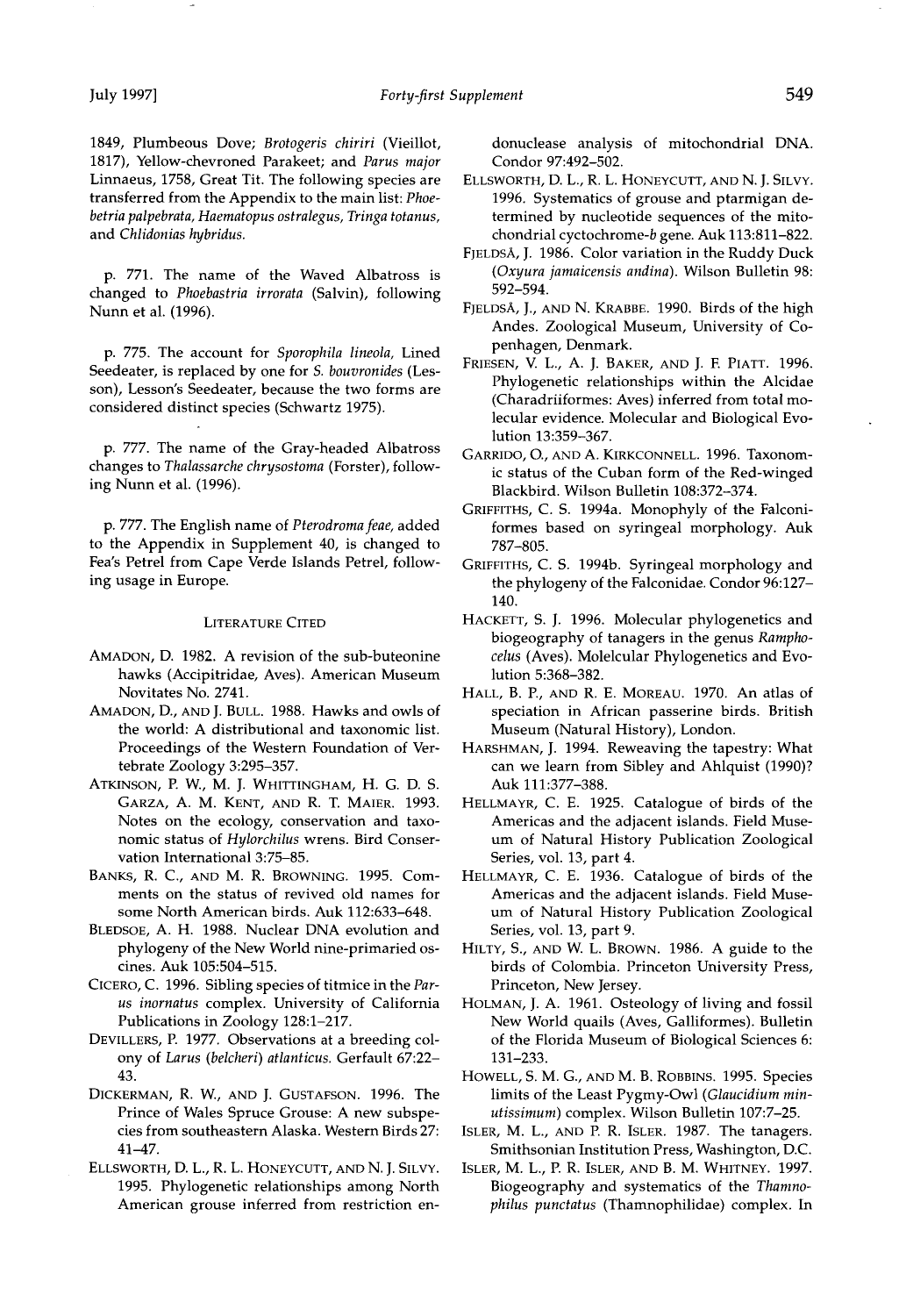1849, Plumbeous Dove; *Brotogeris chiriri* (Vieillot, 1817), Yellow-chevroned Parakeet; and *Parus major* Linnaeus, 1758, Great Tit. The following species are transferred from the Appendix to the main list: *Phoebetria palpebrata, Haematopus ostralegus, Tringa totanus,* and *Chlidonias hybridus.*

p. 771. The name of the Waved Albatross is changed to *Phoebastria irrorata* (Salvin), following Nunn et al. (1996).

p. 775. The account for *Sporophila lineola*, Lined Seedeater, is replaced by one for *S. bouvronides* (Lesson), Lesson's Seedeater, because the two forms are considered distinct species (Schwartz 1975).

p. 777. The name of the Gray-headed Albatross changes to *Thalassarche chrysostoma* (Forster), following Nunn et al. (1996).

p. 777. The English name of *Pterodroma feae*, added to the Appendix in Supplement 40, is changed to Fea's Petrel from Cape Verde Islands Petrel, following usage in Europe.

## LITERATURE CITED

AMADON, D. 1982. A revision of the sub-buteonine hawks (Accipitridae, Aves). American Museum Novitates No. 2741.

AMADON, D., AND J. BULL. 1988. Hawks and owls of the world: A distributional and taxonomic list. Proceedings of the Western Foundation of Vertebrate Zoology 3:295–357.

ATKINSON, P. W., M. J. WHITTINGHAM, H. G. D. S. GARZA, A. M. KENT, AND R. T. MAIER. 1993. Notes on the ecology, conservation and taxonomic status of *Hylorchilus* wrens. Bird Conservation International 3:75–85.

BANKS, R. C., AND M. R. BROWNING. 1995. Comments on the status of revived old names for some North American birds. Auk 112:633–648.

BLEDSOE, A. H. 1988. Nuclear DNA evolution and phylogeny of the New World nine-primaried oscines. Auk 105:504–515.

CICERO, C. 1996. Sibling species of titmice in the *Parus inornatus* complex. University of California Publications in Zoology 128:1–217.

DEVILLERS, P. 1977. Observations at a breeding colony of *Larus (belcheri) atlanticus.* Gerfault 67:22–43.

DICKERMAN, R. W., AND J. GUSTAFSON. 1996. The Prince of Wales Spruce Grouse: A new subspecies from southeastern Alaska. Western Birds 27: 41–47.

ELLSWORTH, D. L., R. L. HONEYCUTT, AND N. J. SILVY. 1995. Phylogenetic relationships among North American grouse inferred from restriction endonuclease analysis of mitochondrial DNA. Condor 97:492–502.

ELLSWORTH, D. L., R. L. HONEYCUTT, AND N. J. SILVY. 1996. Systematics of grouse and ptarmigan determined by nucleotide sequences of the mitochondrial cyctochrome-*b* gene. Auk 113:811–822.

FJELDSÅ, J. 1986. Color variation in the Ruddy Duck (*Oxyura jamaicensis andina*). Wilson Bulletin 98: 592–594.

FJELDSÅ, J., AND N. KRABBE. 1990. Birds of the high Andes. Zoological Museum, University of Copenhagen, Denmark.

FRIESEN, V. L., A. J. BAKER, AND J. F. PIATT. 1996. Phylogenetic relationships within the Alcidae (Charadriiformes: Aves) inferred from total molecular evidence. Molecular and Biological Evolution 13:359–367.

GARRIDO, O., AND A. KIRKCONNELL. 1996. Taxonomic status of the Cuban form of the Red-winged Blackbird. Wilson Bulletin 108:372–374.

GRIFFITHS, C. S. 1994a. Monophyly of the Falconiformes based on syringeal morphology. Auk 787–805.

GRIFFITHS, C. S. 1994b. Syringeal morphology and the phylogeny of the Falconidae. Condor 96:127–140.

HACKETT, S. J. 1996. Molecular phylogenetics and biogeography of tanagers in the genus *Ramphocelus* (Aves). Molelcular Phylogenetics and Evolution 5:368–382.

HALL, B. P., AND R. E. MOREAU. 1970. An atlas of speciation in African passerine birds. British Museum (Natural History), London.

HARSHMAN, J. 1994. Reweaving the tapestry: What can we learn from Sibley and Ahlquist (1990)? Auk 111:377–388.

HELLMAYR, C. E. 1925. Catalogue of birds of the Americas and the adjacent islands. Field Museum of Natural History Publication Zoological Series, vol. 13, part 4.

HELLMAYR, C. E. 1936. Catalogue of birds of the Americas and the adjacent islands. Field Museum of Natural History Publication Zoological Series, vol. 13, part 9.

HILTY, S., AND W. L. BROWN. 1986. A guide to the birds of Colombia. Princeton University Press, Princeton, New Jersey.

HOLMAN, J. A. 1961. Osteology of living and fossil New World quails (Aves, Galliformes). Bulletin of the Florida Museum of Biological Sciences 6: 131–233.

HOWELL, S. M. G., AND M. B. ROBBINS. 1995. Species limits of the Least Pygmy-Owl (*Glaucidium minutissimum*) complex. Wilson Bulletin 107:7–25.

ISLER, M. L., AND P. R. ISLER. 1987. The tanagers. Smithsonian Institution Press, Washington, D.C.

ISLER, M. L., P. R. ISLER, AND B. M. WHITNEY. 1997. Biogeography and systematics of the *Thamnophilus punctatus* (Thamnophilidae) complex. In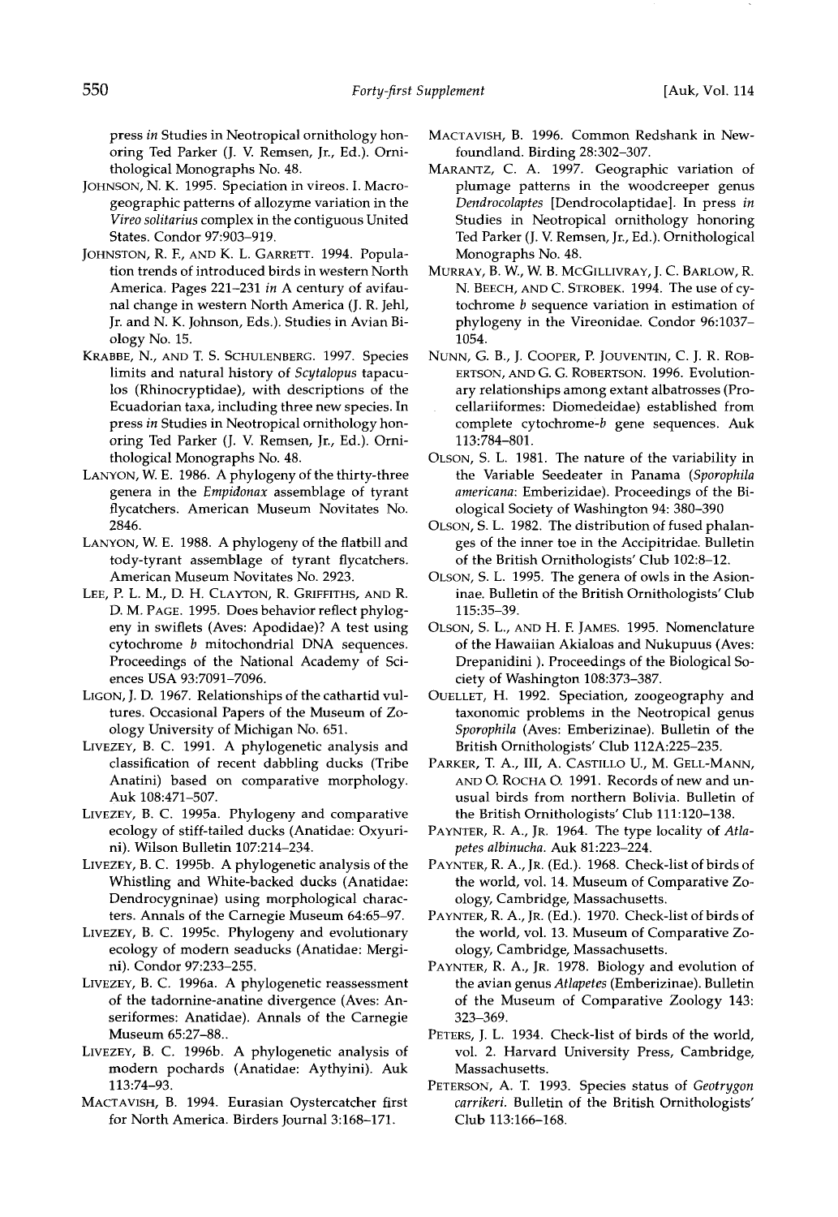press *in* Studies in Neotropical ornithology honoring Ted Parker (J. V. Remsen, Jr., Ed.). Ornithological Monographs No. 48.

JOHNSON, N. K. 1995. Speciation in vireos. I. Macrogeographic patterns of allozyme variation in the *Vireo solitarius* complex in the contiguous United States. Condor 97:903–919.

JOHNSTON, R. F., AND K. L. GARRETT. 1994. Population trends of introduced birds in western North America. Pages 221–231 *in* A century of avifaunal change in western North America (J. R. Jehl, Jr. and N. K. Johnson, Eds.). Studies in Avian Biology No. 15.

KRABBE, N., AND T. S. SCHULENBERG. 1997. Species limits and natural history of *Scytalopus* tapaculos (Rhinocryptidae), with descriptions of the Ecuadorian taxa, including three new species. In press *in* Studies in Neotropical ornithology honoring Ted Parker (J. V. Remsen, Jr., Ed.). Ornithological Monographs No. 48.

LANYON, W. E. 1986. A phylogeny of the thirty-three genera in the *Empidonax* assemblage of tyrant flycatchers. American Museum Novitates No. 2846.

LANYON, W. E. 1988. A phylogeny of the flatbill and tody-tyrant assemblage of tyrant flycatchers. American Museum Novitates No. 2923.

LEE, P. L. M., D. H. CLAYTON, R. GRIFFITHS, AND R. D. M. PAGE. 1995. Does behavior reflect phylogeny in swiflets (Aves: Apodidae)? A test using cytochrome *b* mitochondrial DNA sequences. Proceedings of the National Academy of Sciences USA 93:7091–7096.

LIGON, J. D. 1967. Relationships of the cathartid vultures. Occasional Papers of the Museum of Zoology University of Michigan No. 651.

LIVEZEY, B. C. 1991. A phylogenetic analysis and classification of recent dabbling ducks (Tribe Anatini) based on comparative morphology. Auk 108:471–507.

LIVEZEY, B. C. 1995a. Phylogeny and comparative ecology of stiff-tailed ducks (Anatidae: Oxyurini). Wilson Bulletin 107:214–234.

LIVEZEY, B. C. 1995b. A phylogenetic analysis of the Whistling and White-backed ducks (Anatidae: Dendrocygninae) using morphological characters. Annals of the Carnegie Museum 64:65–97.

LIVEZEY, B. C. 1995c. Phylogeny and evolutionary ecology of modern seaducks (Anatidae: Mergini). Condor 97:233–255.

LIVEZEY, B. C. 1996a. A phylogenetic reassessment of the tadornine-anatine divergence (Aves: Anseriformes: Anatidae). Annals of the Carnegie Museum 65:27–88..

LIVEZEY, B. C. 1996b. A phylogenetic analysis of modern pochards (Anatidae: Aythyini). Auk 113:74–93.

MACTAVISH, B. 1994. Eurasian Oystercatcher first for North America. Birders Journal 3:168–171.

MACTAVISH, B. 1996. Common Redshank in Newfoundland. Birding 28:302–307.

MARANTZ, C. A. 1997. Geographic variation of plumage patterns in the woodcreeper genus *Dendrocolaptes* [Dendrocolaptidae]. In press *in* Studies in Neotropical ornithology honoring Ted Parker (J. V. Remsen, Jr., Ed.). Ornithological Monographs No. 48.

MURRAY, B. W., W. B. MCGILLIVRAY, J. C. BARLOW, R. N. BEECH, AND C. STROBEK. 1994. The use of cytochrome *b* sequence variation in estimation of phylogeny in the Vireonidae. Condor 96:1037–1054.

NUNN, G. B., J. COOPER, P. JOUVENTIN, C. J. R. ROBERTSON, AND G. G. ROBERTSON. 1996. Evolutionary relationships among extant albatrosses (Procellariiformes: Diomedeidae) established from complete cytochrome-*b* gene sequences. Auk 113:784–801.

OLSON, S. L. 1981. The nature of the variability in the Variable Seedeater in Panama (*Sporophila americana*: Emberizidae). Proceedings of the Biological Society of Washington 94: 380–390

OLSON, S. L. 1982. The distribution of fused phalanges of the inner toe in the Accipitridae. Bulletin of the British Ornithologists' Club 102:8–12.

OLSON, S. L. 1995. The genera of owls in the Asioninae. Bulletin of the British Ornithologists' Club 115:35–39.

OLSON, S. L., AND H. F. JAMES. 1995. Nomenclature of the Hawaiian Akialoas and Nukupuus (Aves: Drepanidini ). Proceedings of the Biological Society of Washington 108:373–387.

OUELLET, H. 1992. Speciation, zoogeography and taxonomic problems in the Neotropical genus *Sporophila* (Aves: Emberizinae). Bulletin of the British Ornithologists' Club 112A:225–235.

PARKER, T. A., III, A. CASTILLO U., M. GELL-MANN, AND O. ROCHA O. 1991. Records of new and unusual birds from northern Bolivia. Bulletin of the British Ornithologists' Club 111:120–138.

PAYNTER, R. A., JR. 1964. The type locality of *Atlapetes albinucha*. Auk 81:223–224.

PAYNTER, R. A., JR. (Ed.). 1968. Check-list of birds of the world, vol. 14. Museum of Comparative Zoology, Cambridge, Massachusetts.

PAYNTER, R. A., JR. (Ed.). 1970. Check-list of birds of the world, vol. 13. Museum of Comparative Zoology, Cambridge, Massachusetts.

PAYNTER, R. A., JR. 1978. Biology and evolution of the avian genus *Atlapetes* (Emberizinae). Bulletin of the Museum of Comparative Zoology 143: 323–369.

PETERS, J. L. 1934. Check-list of birds of the world, vol. 2. Harvard University Press, Cambridge, Massachusetts.

PETERSON, A. T. 1993. Species status of *Geotrygon carrikeri*. Bulletin of the British Ornithologists' Club 113:166–168.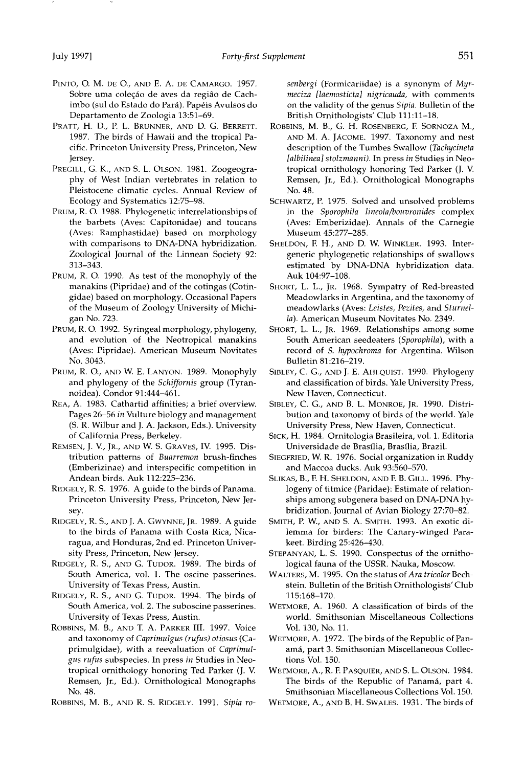PINTO, O. M. DE O., AND E. A. DE CAMARGO. 1957. Sobre uma coleção de aves da região de Cachimbo (sul do Estado do Pará). Papéis Avulsos do Departamento de Zoologia 13:51–69.

PRATT, H. D., P. L. BRUNNER, AND D. G. BERRETT. 1987. The birds of Hawaii and the tropical Pacific. Princeton University Press, Princeton, New Jersey.

PREGILL, G. K., AND S. L. OLSON. 1981. Zoogeography of West Indian vertebrates in relation to Pleistocene climatic cycles. Annual Review of Ecology and Systematics 12:75–98.

PRUM, R. O. 1988. Phylogenetic interrelationships of the barbets (Aves: Capitonidae) and toucans (Aves: Ramphastidae) based on morphology with comparisons to DNA-DNA hybridization. Zoological Journal of the Linnean Society 92: 313–343.

PRUM, R. O. 1990. As test of the monophyly of the manakins (Pipridae) and of the cotingas (Cotingidae) based on morphology. Occasional Papers of the Museum of Zoology University of Michigan No. 723.

PRUM, R. O. 1992. Syringeal morphology, phylogeny, and evolution of the Neotropical manakins (Aves: Pipridae). American Museum Novitates No. 3043.

PRUM, R. O., AND W. E. LANYON. 1989. Monophyly and phylogeny of the *Schiffornis* group (Tyrannoidea). Condor 91:444–461.

REA, A. 1983. Cathartid affinities; a brief overview. Pages 26–56 *in* Vulture biology and management (S. R. Wilbur and J. A. Jackson, Eds.). University of California Press, Berkeley.

REMSEN, J. V., JR., AND W. S. GRAVES, IV. 1995. Distribution patterns of *Buarremon* brush-finches (Emberizinae) and interspecific competition in Andean birds. Auk 112:225–236.

RIDGELY, R. S. 1976. A guide to the birds of Panama. Princeton University Press, Princeton, New Jersey.

RIDGELY, R. S., AND J. A. GWYNNE, JR. 1989. A guide to the birds of Panama with Costa Rica, Nicaragua, and Honduras, 2nd ed. Princeton University Press, Princeton, New Jersey.

RIDGELY, R. S., AND G. TUDOR. 1989. The birds of South America, vol. 1. The oscine passerines. University of Texas Press, Austin.

RIDGELY, R. S., AND G. TUDOR. 1994. The birds of South America, vol. 2. The suboscine passerines. University of Texas Press, Austin.

ROBBINS, M. B., AND T. A. PARKER III. 1997. Voice and taxonomy of *Caprimulgus (rufus) otiosus* (Caprimulgidae), with a reevaluation of *Caprimulgus rufus* subspecies. In press *in* Studies in Neotropical ornithology honoring Ted Parker (J. V. Remsen, Jr., Ed.). Ornithological Monographs No. 48.

ROBBINS, M. B., AND R. S. RIDGELY. 1991. *Sipia rosenbergi* (Formicariidae) is a synonym of *Myrmeciza [laemosticta] nigricauda*, with comments on the validity of the genus *Sipia*. Bulletin of the British Ornithologists' Club 111:11–18.

ROBBINS, M. B., G. H. ROSENBERG, F. SORNOZA M., AND M. A. JÁCOME. 1997. Taxonomy and nest description of the Tumbes Swallow (*Tachycineta [albilinea] stolzmanni*). In press *in* Studies in Neotropical ornithology honoring Ted Parker (J. V. Remsen, Jr., Ed.). Ornithological Monographs No. 48.

SCHWARTZ, P. 1975. Solved and unsolved problems in the *Sporophila lineola/bouvronides* complex (Aves: Emberizidae). Annals of the Carnegie Museum 45:277–285.

SHELDON, F. H., AND D. W. WINKLER. 1993. Intergeneric phylogenetic relationships of swallows estimated by DNA-DNA hybridization data. Auk 104:97–108.

SHORT, L. L., JR. 1968. Sympatry of Red-breasted Meadowlarks in Argentina, and the taxonomy of meadowlarks (Aves: *Leistes*, *Pezites*, and *Sturnella*). American Museum Novitates No. 2349.

SHORT, L. L., JR. 1969. Relationships among some South American seedeaters (*Sporophila*), with a record of *S. hypochroma* for Argentina. Wilson Bulletin 81:216–219.

SIBLEY, C. G., AND J. E. AHLQUIST. 1990. Phylogeny and classification of birds. Yale University Press, New Haven, Connecticut.

SIBLEY, C. G., AND B. L. MONROE, JR. 1990. Distribution and taxonomy of birds of the world. Yale University Press, New Haven, Connecticut.

SICK, H. 1984. Ornitologia Brasileira, vol. 1. Editoria Universidade de Brasília, Brasília, Brazil.

SIEGFRIED, W. R. 1976. Social organization in Ruddy and Maccoa ducks. Auk 93:560–570.

SLIKAS, B., F. H. SHELDON, AND F. B. GILL. 1996. Phylogeny of titmice (Paridae): Estimate of relationships among subgenera based on DNA-DNA hybridization. Journal of Avian Biology 27:70–82.

SMITH, P. W., AND S. A. SMITH. 1993. An exotic dilemma for birders: The Canary-winged Parakeet. Birding 25:426–430.

STEPANYAN, L. S. 1990. Conspectus of the ornithological fauna of the USSR. Nauka, Moscow.

WALTERS, M. 1995. On the status of *Ara tricolor* Bechstein. Bulletin of the British Ornithologists' Club 115:168–170.

WETMORE, A. 1960. A classification of birds of the world. Smithsonian Miscellaneous Collections Vol. 130, No. 11.

WETMORE, A. 1972. The birds of the Republic of Panamá, part 3. Smithsonian Miscellaneous Collections Vol. 150.

WETMORE, A., R. F. PASQUIER, AND S. L. OLSON. 1984. The birds of the Republic of Panamá, part 4. Smithsonian Miscellaneous Collections Vol. 150.

WETMORE, A., AND B. H. SWALES. 1931. The birds of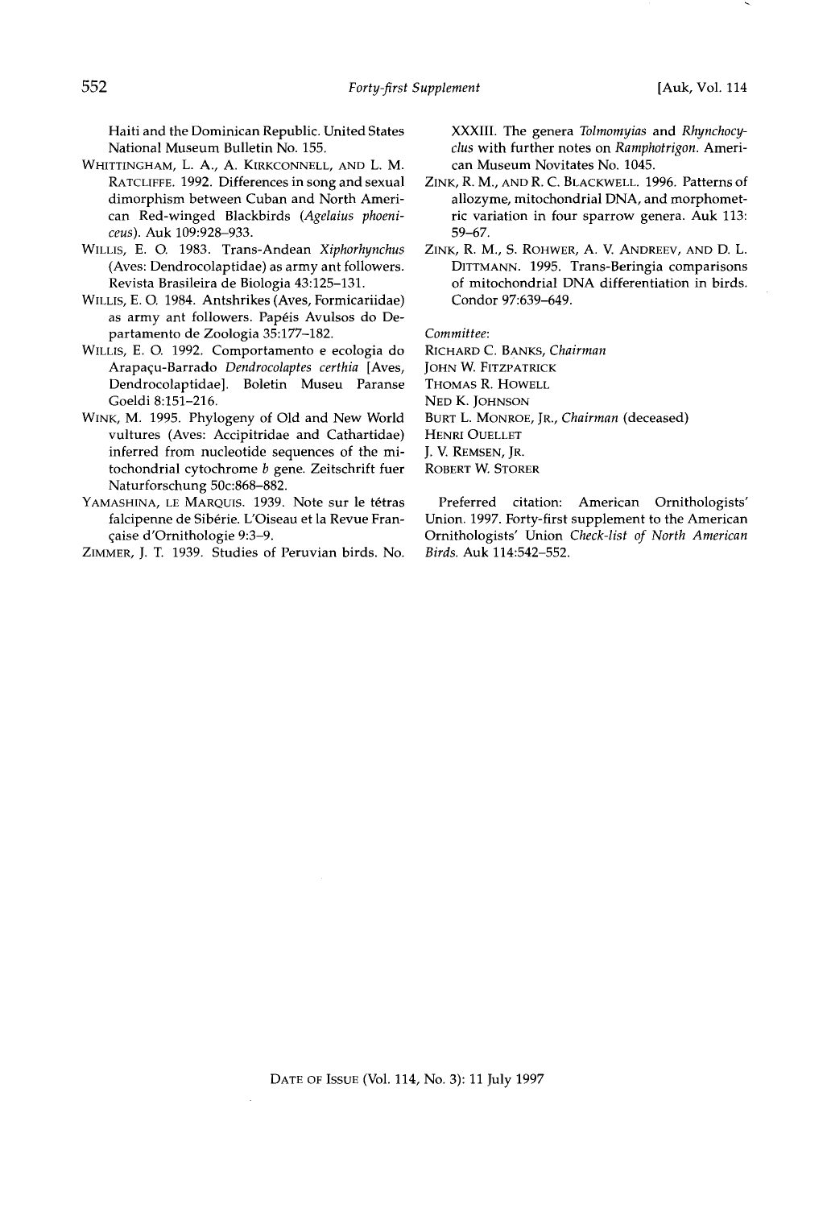Haiti and the Dominican Republic. United States National Museum Bulletin No. 155.

WHITTINGHAM, L. A., A. KIRKCONNELL, AND L. M. RATCLIFFE. 1992. Differences in song and sexual dimorphism between Cuban and North American Red-winged Blackbirds (*Agelaius phoeniceus*). Auk 109:928–933.

WILLIS, E. O. 1983. Trans-Andean *Xiphorhynchus* (Aves: Dendrocolaptidae) as army ant followers. Revista Brasileira de Biologia 43:125–131.

WILLIS, E. O. 1984. Antshrikes (Aves, Formicariidae) as army ant followers. Papéis Avulsos do Departamento de Zoologia 35:177–182.

WILLIS, E. O. 1992. Comportamento e ecologia do Arapaçu-Barrado *Dendrocolaptes certhia* [Aves, Dendrocolaptidae]. Boletin Museu Paranse Goeldi 8:151–216.

WINK, M. 1995. Phylogeny of Old and New World vultures (Aves: Accipitridae and Cathartidae) inferred from nucleotide sequences of the mitochondrial cytochrome *b* gene. Zeitschrift fuer Naturforschung 50c:868–882.

YAMASHINA, LE MARQUIS. 1939. Note sur le tétras falcipenne de Sibérie. L'Oiseau et la Revue Française d'Ornithologie 9:3–9.

ZIMMER, J. T. 1939. Studies of Peruvian birds. No. XXXIII. The genera *Tolmomyias* and *Rhynchocyclus* with further notes on *Ramphotrigon*. American Museum Novitates No. 1045.

ZINK, R. M., AND R. C. BLACKWELL. 1996. Patterns of allozyme, mitochondrial DNA, and morphometric variation in four sparrow genera. Auk 113: 59–67.

ZINK, R. M., S. ROHWER, A. V. ANDREEV, AND D. L. DITTMANN. 1995. Trans-Beringia comparisons of mitochondrial DNA differentiation in birds. Condor 97:639–649.

*Committee:*
RICHARD C. BANKS, *Chairman*
JOHN W. FITZPATRICK
THOMAS R. HOWELL
NED K. JOHNSON
BURT L. MONROE, JR., *Chairman* (deceased)
HENRI OUELLET
J. V. REMSEN, JR.
ROBERT W. STORER

Preferred citation: American Ornithologists' Union. 1997. Forty-first supplement to the American Ornithologists' Union *Check-list of North American Birds*. Auk 114:542–552.

DATE OF ISSUE (Vol. 114, No. 3): 11 July 1997